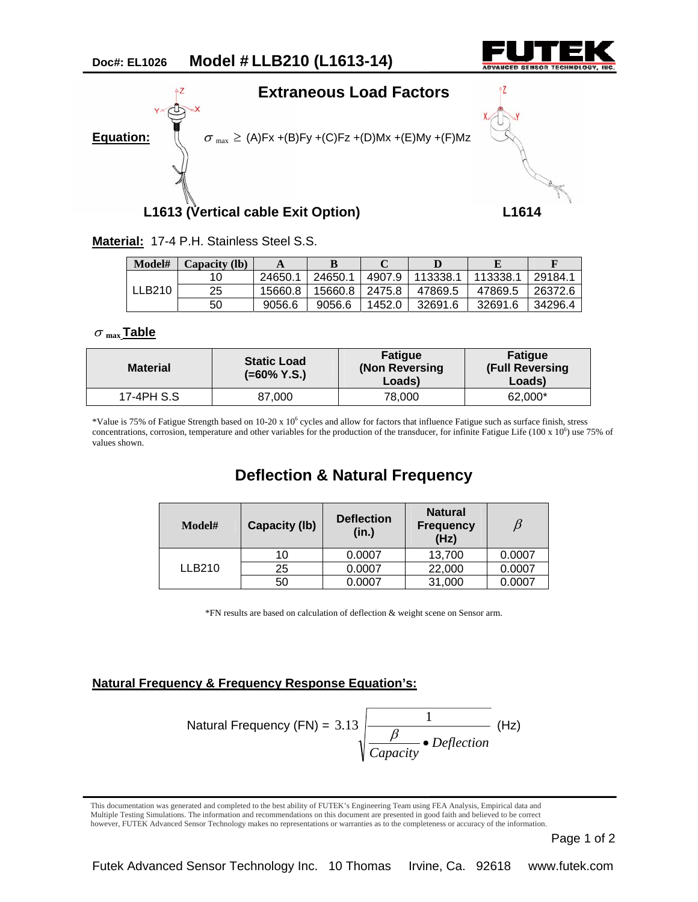**Doc#: EL1026** **Model # LLB210 (L1613-14)**

## Extraneous Load Factors

**Equation:** $\sigma_{max} \geq$ (A)Fx +(B)Fy +(C)Fz +(D)Mx +(E)My +(F)Mz

**L1613 (Vertical cable Exit Option)** **L1614**

**Material:** 17-4 P.H. Stainless Steel S.S.

| Model# | Capacity (lb) | A | B | C | D | E | F |
|---|---|---|---|---|---|---|---|
| LLB210 | 10 | 24650.1 | 24650.1 | 4907.9 | 113338.1 | 113338.1 | 29184.1 |
| | 25 | 15660.8 | 15660.8 | 2475.8 | 47869.5 | 47869.5 | 26372.6 |
| | 50 | 9056.6 | 9056.6 | 1452.0 | 32691.6 | 32691.6 | 34296.4 |

### $\sigma_{max}$ Table

| Material | Static Load (=60% Y.S.) | Fatigue (Non Reversing Loads) | Fatigue (Full Reversing Loads) |
|---|---|---|---|
| 17-4PH S.S | 87,000 | 78,000 | 62,000* |

*Value is 75% of Fatigue Strength based on 10-20 x $10^6$ cycles and allow for factors that influence Fatigue such as surface finish, stress concentrations, corrosion, temperature and other variables for the production of the transducer, for infinite Fatigue Life (100 x $10^6$) use 75% of values shown.

## Deflection & Natural Frequency

| Model# | Capacity (lb) | Deflection (in.) | Natural Frequency (Hz) | $\beta$ |
|---|---|---|---|---|
| LLB210 | 10 | 0.0007 | 13,700 | 0.0007 |
| | 25 | 0.0007 | 22,000 | 0.0007 |
| | 50 | 0.0007 | 31,000 | 0.0007 |

*FN results are based on calculation of deflection & weight scene on Sensor arm.

### Natural Frequency & Frequency Response Equation's:

$$\text{Natural Frequency (FN)} = 3.13\sqrt{\frac{1}{\frac{\beta}{Capacity}\bullet Deflection}} \text{ (Hz)}$$

This documentation was generated and completed to the best ability of FUTEK's Engineering Team using FEA Analysis, Empirical data and Multiple Testing Simulations. The information and recommendations on this document are presented in good faith and believed to be correct however, FUTEK Advanced Sensor Technology makes no representations or warranties as to the completeness or accuracy of the information.

Futek Advanced Sensor Technology Inc. 10 Thomas Irvine, Ca. 92618 www.futek.com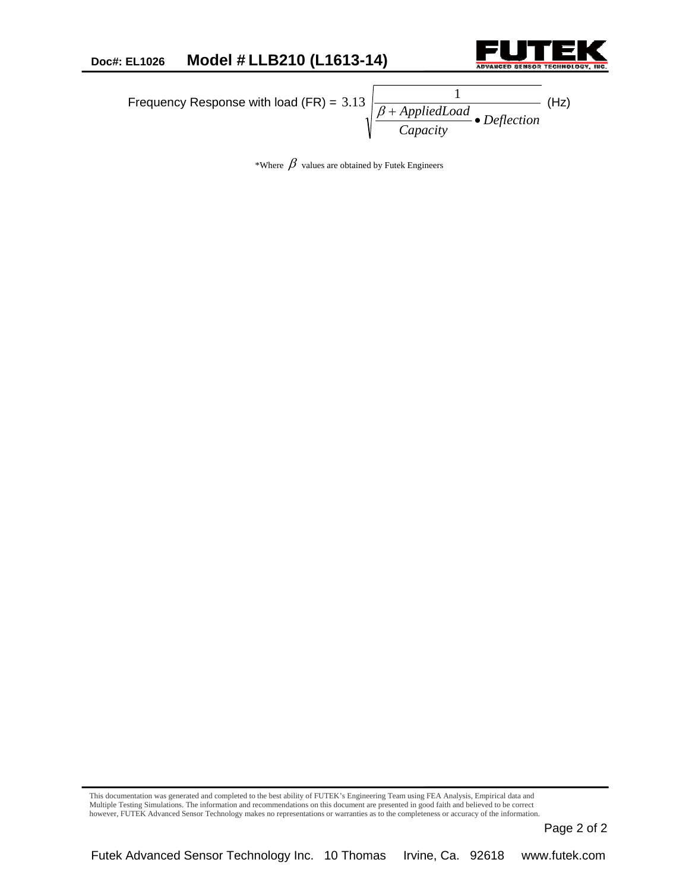Frequency Response with load (FR) = $$3.13\sqrt{\frac{1}{\frac{\beta + AppliedLoad}{Capacity} \bullet Deflection}}$$ (Hz)

*Where $\beta$ values are obtained by Futek Engineers

This documentation was generated and completed to the best ability of FUTEK's Engineering Team using FEA Analysis, Empirical data and Multiple Testing Simulations. The information and recommendations on this document are presented in good faith and believed to be correct however, FUTEK Advanced Sensor Technology makes no representations or warranties as to the completeness or accuracy of the information.